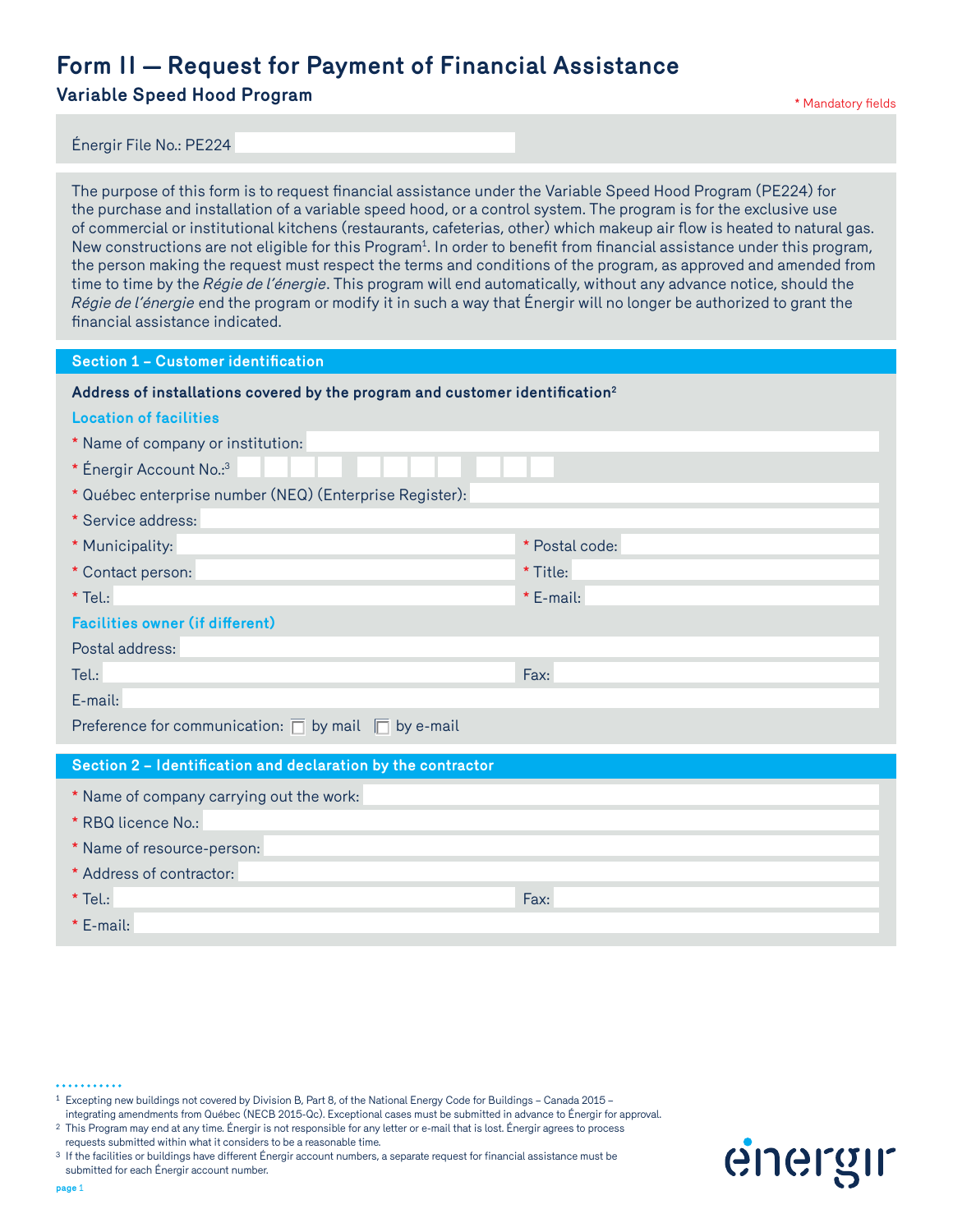# Form II — Request for Payment of Financial Assistance

## Variable Speed Hood Program

* Mandatory fields

Énergir File No.: PE224

The purpose of this form is to request financial assistance under the Variable Speed Hood Program (PE224) for the purchase and installation of a variable speed hood, or a control system. The program is for the exclusive use of commercial or institutional kitchens (restaurants, cafeterias, other) which makeup air flow is heated to natural gas. New constructions are not eligible for this Program[1]. In order to benefit from financial assistance under this program, the person making the request must respect the terms and conditions of the program, as approved and amended from time to time by the *Régie de l'énergie*. This program will end automatically, without any advance notice, should the *Régie de l'énergie* end the program or modify it in such a way that Énergir will no longer be authorized to grant the financial assistance indicated.

### Section 1 – Customer identification

**Address of installations covered by the program and customer identification[2]**

**Location of facilities**

* Name of company or institution:
* Énergir Account No.:[3]
* Québec enterprise number (NEQ) (Enterprise Register):
* Service address:
* Municipality: * Postal code:
* Contact person: * Title:
* Tel.: * E-mail:

**Facilities owner (if different)**

Postal address:

Tel.: Fax:

E-mail:

Preference for communication: ☐ by mail ☐ by e-mail

### Section 2 – Identification and declaration by the contractor

* Name of company carrying out the work:
* RBQ licence No.:
* Name of resource-person:
* Address of contractor:
* Tel.: Fax:
* E-mail:

[1] Excepting new buildings not covered by Division B, Part 8, of the National Energy Code for Buildings – Canada 2015 – integrating amendments from Québec (NECB 2015-Qc). Exceptional cases must be submitted in advance to Énergir for approval.

[2] This Program may end at any time. Énergir is not responsible for any letter or e-mail that is lost. Énergir agrees to process requests submitted within what it considers to be a reasonable time.

[3] If the facilities or buildings have different Énergir account numbers, a separate request for financial assistance must be submitted for each Énergir account number.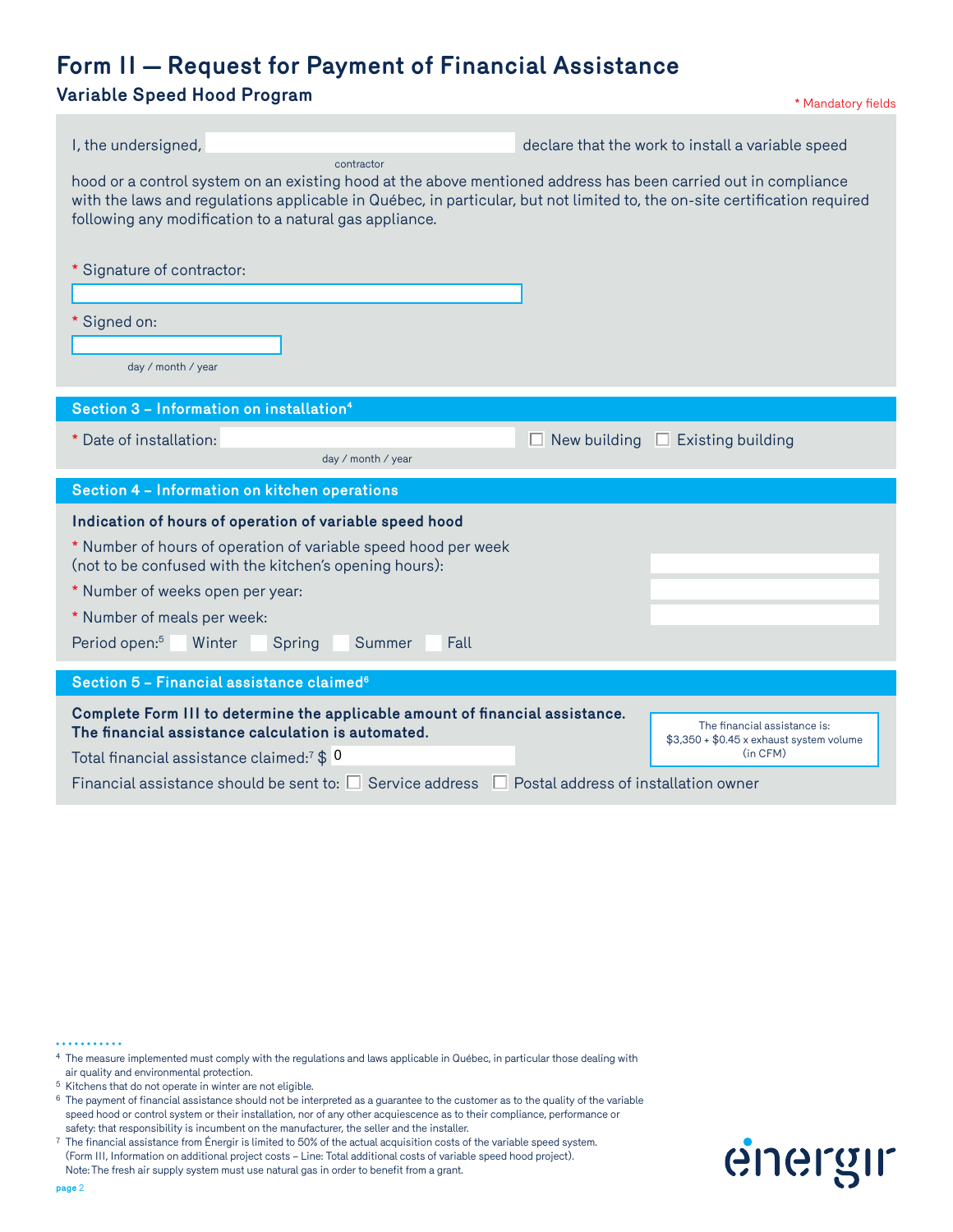# Form II — Request for Payment of Financial Assistance

## Variable Speed Hood Program

\* Mandatory fields

I, the undersigned, ____________________ (contractor) declare that the work to install a variable speed hood or a control system on an existing hood at the above mentioned address has been carried out in compliance with the laws and regulations applicable in Québec, in particular, but not limited to, the on-site certification required following any modification to a natural gas appliance.

\* Signature of contractor: ____________________

\* Signed on: ____________________ (day / month / year)

### Section 3 – Information on installation[4]

\* Date of installation: ____________________ (day / month / year) ☐ New building ☐ Existing building

### Section 4 – Information on kitchen operations

**Indication of hours of operation of variable speed hood**

\* Number of hours of operation of variable speed hood per week (not to be confused with the kitchen's opening hours): ____________________

\* Number of weeks open per year: ____________________

\* Number of meals per week: ____________________

Period open:[5] ☐ Winter ☐ Spring ☐ Summer ☐ Fall

### Section 5 – Financial assistance claimed[6]

**Complete Form III to determine the applicable amount of financial assistance.**
**The financial assistance calculation is automated.**

The financial assistance is: $3,350 + $0.45 x exhaust system volume (in CFM)

Total financial assistance claimed:[7] $ 0

Financial assistance should be sent to: ☐ Service address ☐ Postal address of installation owner

---

[4] The measure implemented must comply with the regulations and laws applicable in Québec, in particular those dealing with air quality and environmental protection.

[5] Kitchens that do not operate in winter are not eligible.

[6] The payment of financial assistance should not be interpreted as a guarantee to the customer as to the quality of the variable speed hood or control system or their installation, nor of any other acquiescence as to their compliance, performance or safety: that responsibility is incumbent on the manufacturer, the seller and the installer.

[7] The financial assistance from Énergir is limited to 50% of the actual acquisition costs of the variable speed system. (Form III, Information on additional project costs – Line: Total additional costs of variable speed hood project). Note: The fresh air supply system must use natural gas in order to benefit from a grant.

énergir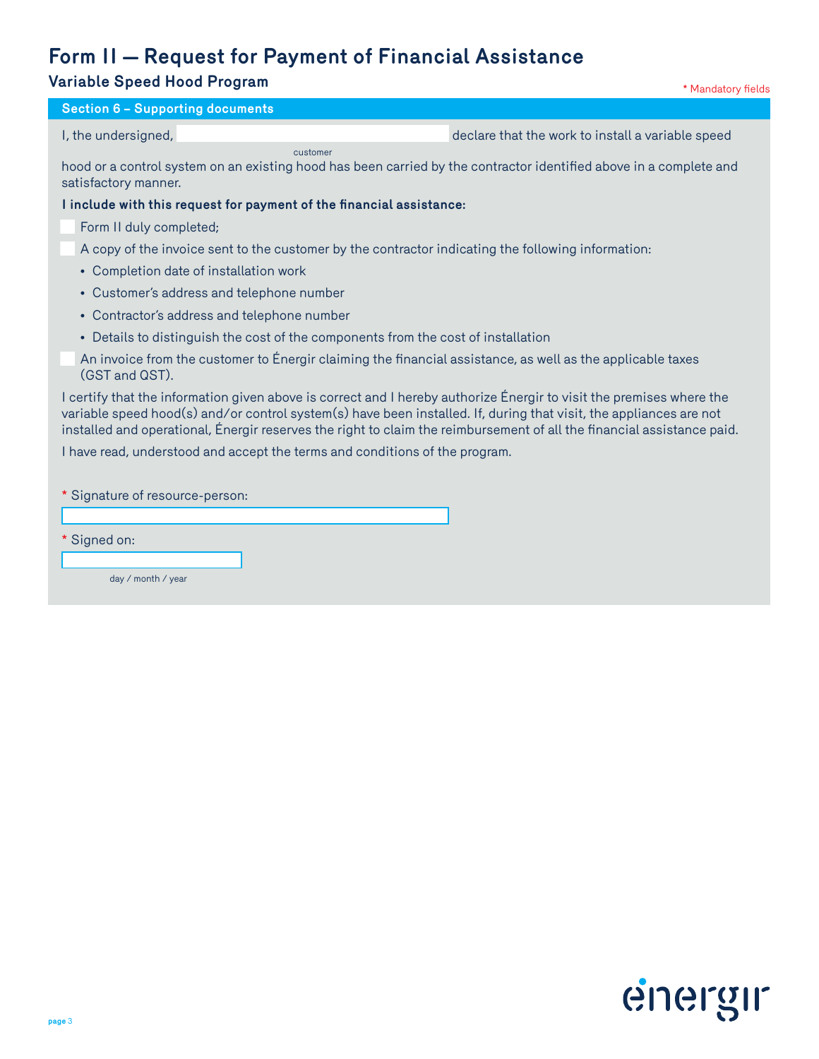# Form II — Request for Payment of Financial Assistance

## Variable Speed Hood Program

\* Mandatory fields

### Section 6 – Supporting documents

I, the undersigned, ______________________ (customer) declare that the work to install a variable speed hood or a control system on an existing hood has been carried by the contractor identified above in a complete and satisfactory manner.

**I include with this request for payment of the financial assistance:**

- ☐ Form II duly completed;
- ☐ A copy of the invoice sent to the customer by the contractor indicating the following information:
  - Completion date of installation work
  - Customer's address and telephone number
  - Contractor's address and telephone number
  - Details to distinguish the cost of the components from the cost of installation
- ☐ An invoice from the customer to Énergir claiming the financial assistance, as well as the applicable taxes (GST and QST).

I certify that the information given above is correct and I hereby authorize Énergir to visit the premises where the variable speed hood(s) and/or control system(s) have been installed. If, during that visit, the appliances are not installed and operational, Énergir reserves the right to claim the reimbursement of all the financial assistance paid.

I have read, understood and accept the terms and conditions of the program.

\* Signature of resource-person: ______________________

\* Signed on: ______________________ (day / month / year)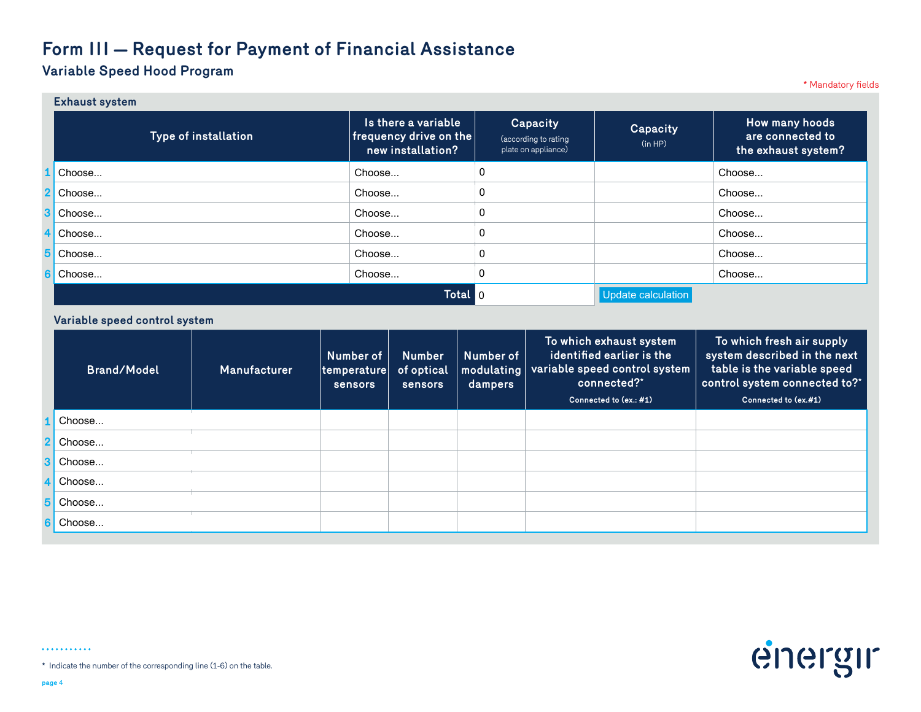# Form III — Request for Payment of Financial Assistance

## Variable Speed Hood Program

* Mandatory fields

### Exhaust system

| | Type of installation | Is there a variable frequency drive on the new installation? | Capacity (according to rating plate on appliance) | Capacity (in HP) | How many hoods are connected to the exhaust system? |
|---|---|---|---|---|---|
| 1 | Choose... | Choose... | 0 | | Choose... |
| 2 | Choose... | Choose... | 0 | | Choose... |
| 3 | Choose... | Choose... | 0 | | Choose... |
| 4 | Choose... | Choose... | 0 | | Choose... |
| 5 | Choose... | Choose... | 0 | | Choose... |
| 6 | Choose... | Choose... | 0 | | Choose... |
| | | Total | 0 | Update calculation | |

### Variable speed control system

| | Brand/Model | Manufacturer | Number of temperature sensors | Number of optical sensors | Number of modulating dampers | To which exhaust system identified earlier is the variable speed control system connected?* Connected to (ex.: #1) | To which fresh air supply system described in the next table is the variable speed control system connected to?* Connected to (ex.#1) |
|---|---|---|---|---|---|---|---|
| 1 | Choose... | | | | | | |
| 2 | Choose... | | | | | | |
| 3 | Choose... | | | | | | |
| 4 | Choose... | | | | | | |
| 5 | Choose... | | | | | | |
| 6 | Choose... | | | | | | |

* Indicate the number of the corresponding line (1-6) on the table.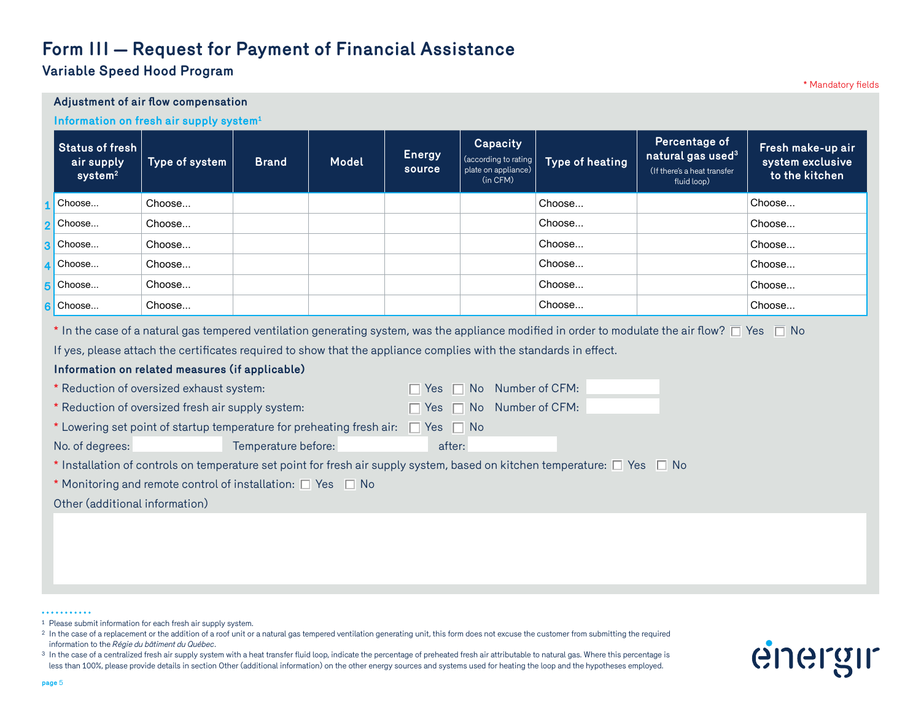# Form III — Request for Payment of Financial Assistance

## Variable Speed Hood Program

* Mandatory fields

### Adjustment of air flow compensation

**Information on fresh air supply system**[1]

| | Status of fresh air supply system[2] | Type of system | Brand | Model | Energy source | Capacity (according to rating plate on appliance) (in CFM) | Type of heating | Percentage of natural gas used[3] (If there's a heat transfer fluid loop) | Fresh make-up air system exclusive to the kitchen |
|---|---|---|---|---|---|---|---|---|---|
| 1 | Choose... | Choose... | | | | | Choose... | | Choose... |
| 2 | Choose... | Choose... | | | | | Choose... | | Choose... |
| 3 | Choose... | Choose... | | | | | Choose... | | Choose... |
| 4 | Choose... | Choose... | | | | | Choose... | | Choose... |
| 5 | Choose... | Choose... | | | | | Choose... | | Choose... |
| 6 | Choose... | Choose... | | | | | Choose... | | Choose... |

* In the case of a natural gas tempered ventilation generating system, was the appliance modified in order to modulate the air flow? ☐ Yes ☐ No

If yes, please attach the certificates required to show that the appliance complies with the standards in effect.

**Information on related measures (if applicable)**

* Reduction of oversized exhaust system: ☐ Yes ☐ No Number of CFM: ________

* Reduction of oversized fresh air supply system: ☐ Yes ☐ No Number of CFM: ________

* Lowering set point of startup temperature for preheating fresh air: ☐ Yes ☐ No

No. of degrees: ________ Temperature before: ________ after: ________

* Installation of controls on temperature set point for fresh air supply system, based on kitchen temperature: ☐ Yes ☐ No

* Monitoring and remote control of installation: ☐ Yes ☐ No

Other (additional information)

---

1 Please submit information for each fresh air supply system.

2 In the case of a replacement or the addition of a roof unit or a natural gas tempered ventilation generating unit, this form does not excuse the customer from submitting the required information to the *Régie du bâtiment du Québec*.

3 In the case of a centralized fresh air supply system with a heat transfer fluid loop, indicate the percentage of preheated fresh air attributable to natural gas. Where this percentage is less than 100%, please provide details in section Other (additional information) on the other energy sources and systems used for heating the loop and the hypotheses employed.

énergir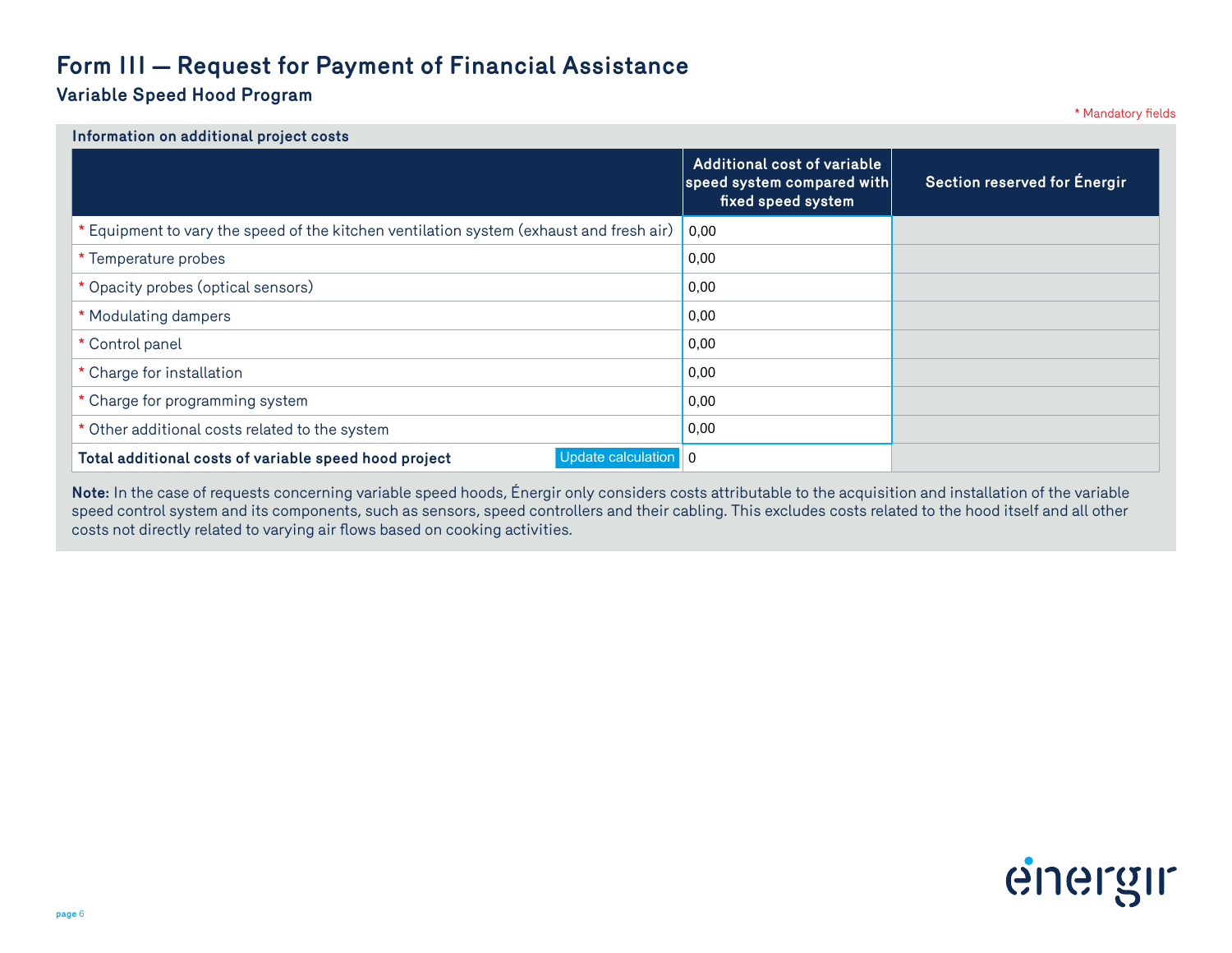# Form III — Request for Payment of Financial Assistance

## Variable Speed Hood Program

* Mandatory fields

### Information on additional project costs

| | Additional cost of variable speed system compared with fixed speed system | Section reserved for Énergir |
|---|---|---|
| * Equipment to vary the speed of the kitchen ventilation system (exhaust and fresh air) | 0,00 | |
| * Temperature probes | 0,00 | |
| * Opacity probes (optical sensors) | 0,00 | |
| * Modulating dampers | 0,00 | |
| * Control panel | 0,00 | |
| * Charge for installation | 0,00 | |
| * Charge for programming system | 0,00 | |
| * Other additional costs related to the system | 0,00 | |
| **Total additional costs of variable speed hood project** Update calculation | 0 | |

**Note:** In the case of requests concerning variable speed hoods, Énergir only considers costs attributable to the acquisition and installation of the variable speed control system and its components, such as sensors, speed controllers and their cabling. This excludes costs related to the hood itself and all other costs not directly related to varying air flows based on cooking activities.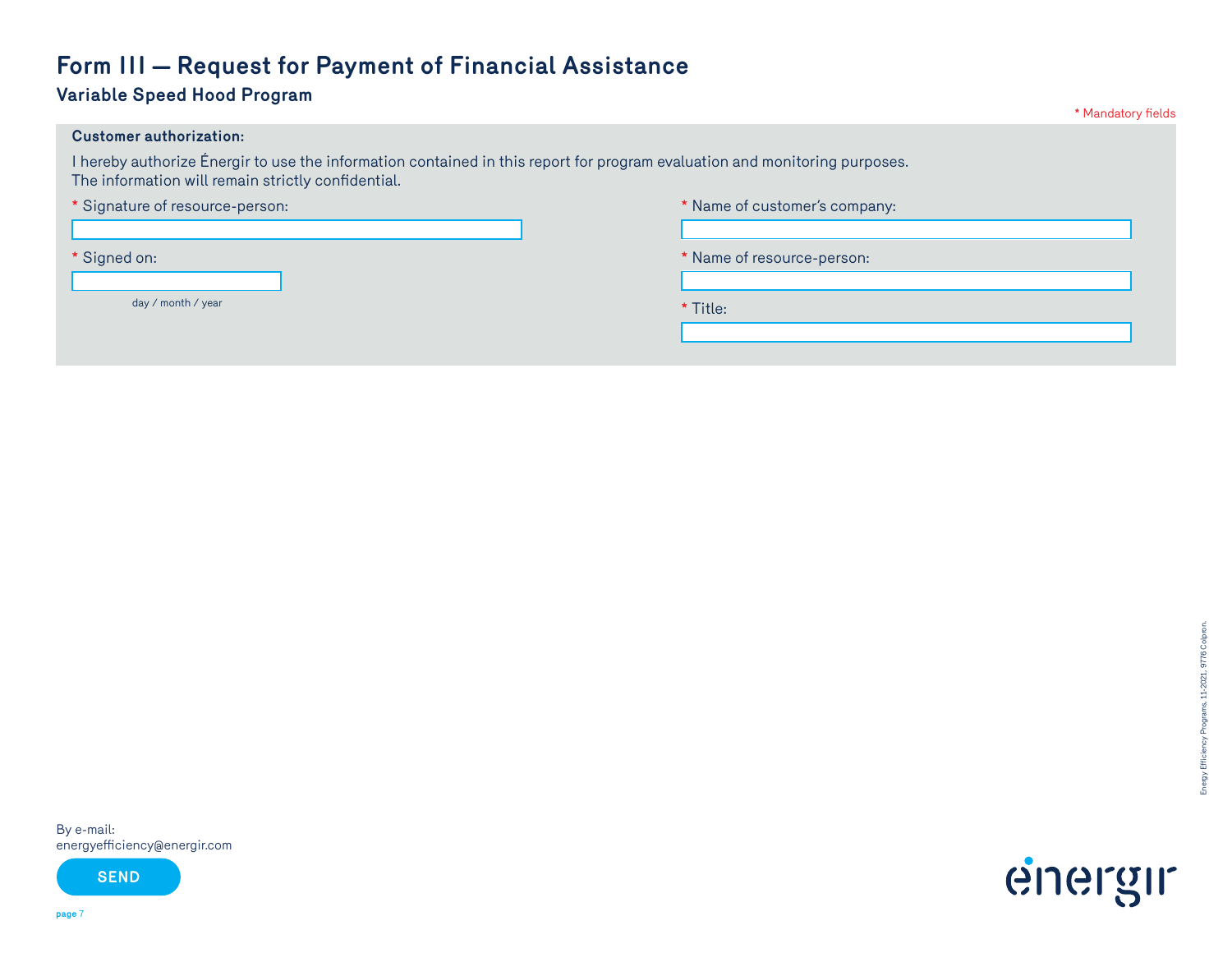# Form III — Request for Payment of Financial Assistance

## Variable Speed Hood Program

* Mandatory fields

**Customer authorization:**

I hereby authorize Énergir to use the information contained in this report for program evaluation and monitoring purposes.
The information will remain strictly confidential.

* Signature of resource-person:

* Signed on:

day / month / year

* Name of customer's company:

* Name of resource-person:

* Title:

By e-mail:
energyefficiency@energir.com

SEND

Energy Efficiency Programs, 11-2021. 9776 Colpron.